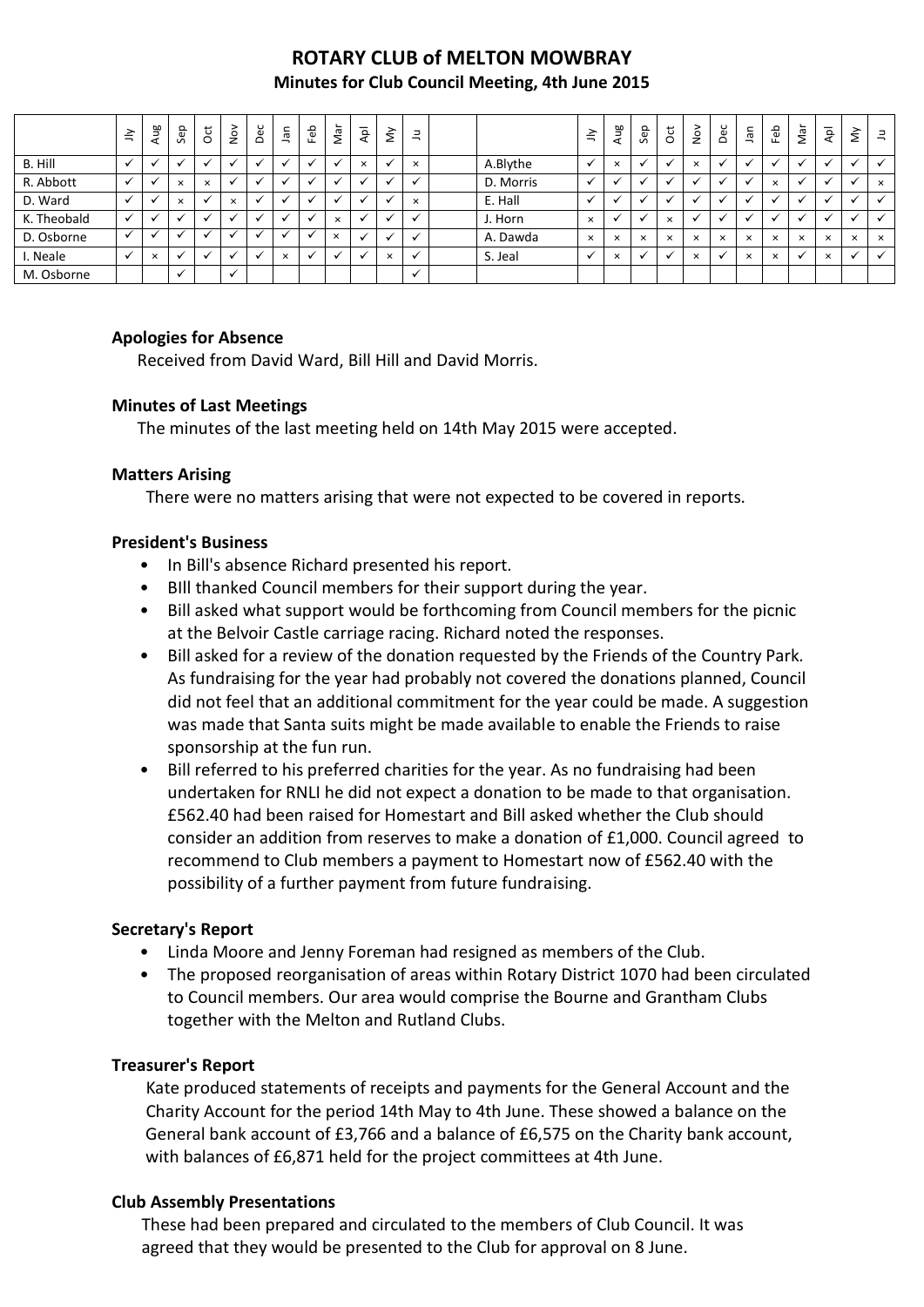# ROTARY CLUB of MELTON MOWBRAY

## Minutes for Club Council Meeting, 4th June 2015

| | Jly | Aug | Sep | Oct | Nov | Dec | Jan | Feb | Mar | Apl | My | Ju | | | Jly | Aug | Sep | Oct | Nov | Dec | Jan | Feb | Mar | Apl | My | Ju |
|---|---|---|---|---|---|---|---|---|---|---|---|---|---|---|---|---|---|---|---|---|---|---|---|---|---|---|
| B. Hill | ✓ | ✓ | ✓ | ✓ | ✓ | ✓ | ✓ | ✓ | ✓ | × | ✓ | × | | A.Blythe | ✓ | × | ✓ | ✓ | × | ✓ | ✓ | ✓ | ✓ | ✓ | ✓ | ✓ |
| R. Abbott | ✓ | ✓ | × | × | ✓ | ✓ | ✓ | ✓ | ✓ | ✓ | ✓ | ✓ | | D. Morris | ✓ | ✓ | ✓ | ✓ | ✓ | ✓ | ✓ | × | ✓ | ✓ | ✓ | × |
| D. Ward | ✓ | ✓ | × | ✓ | × | ✓ | ✓ | ✓ | ✓ | ✓ | ✓ | × | | E. Hall | ✓ | ✓ | ✓ | ✓ | ✓ | ✓ | ✓ | ✓ | ✓ | ✓ | ✓ | ✓ |
| K. Theobald | ✓ | ✓ | ✓ | ✓ | ✓ | ✓ | ✓ | ✓ | × | ✓ | ✓ | ✓ | | J. Horn | × | ✓ | ✓ | × | ✓ | ✓ | ✓ | ✓ | ✓ | ✓ | ✓ | ✓ |
| D. Osborne | ✓ | ✓ | ✓ | ✓ | ✓ | ✓ | ✓ | ✓ | × | ✓ | ✓ | ✓ | | A. Dawda | × | × | × | × | × | × | × | × | × | × | × | × |
| I. Neale | ✓ | × | ✓ | ✓ | ✓ | ✓ | × | ✓ | ✓ | ✓ | × | ✓ | | S. Jeal | ✓ | × | ✓ | ✓ | × | ✓ | × | × | ✓ | × | ✓ | ✓ |
| M. Osborne | | | ✓ | | ✓ | | | | | | | ✓ | | | | | | | | | | | | | | |

**Apologies for Absence**

Received from David Ward, Bill Hill and David Morris.

**Minutes of Last Meetings**

The minutes of the last meeting held on 14th May 2015 were accepted.

**Matters Arising**

There were no matters arising that were not expected to be covered in reports.

**President's Business**

- In Bill's absence Richard presented his report.
- BIll thanked Council members for their support during the year.
- Bill asked what support would be forthcoming from Council members for the picnic at the Belvoir Castle carriage racing. Richard noted the responses.
- Bill asked for a review of the donation requested by the Friends of the Country Park. As fundraising for the year had probably not covered the donations planned, Council did not feel that an additional commitment for the year could be made. A suggestion was made that Santa suits might be made available to enable the Friends to raise sponsorship at the fun run.
- Bill referred to his preferred charities for the year. As no fundraising had been undertaken for RNLI he did not expect a donation to be made to that organisation. £562.40 had been raised for Homestart and Bill asked whether the Club should consider an addition from reserves to make a donation of £1,000. Council agreed to recommend to Club members a payment to Homestart now of £562.40 with the possibility of a further payment from future fundraising.

**Secretary's Report**

- Linda Moore and Jenny Foreman had resigned as members of the Club.
- The proposed reorganisation of areas within Rotary District 1070 had been circulated to Council members. Our area would comprise the Bourne and Grantham Clubs together with the Melton and Rutland Clubs.

**Treasurer's Report**

Kate produced statements of receipts and payments for the General Account and the Charity Account for the period 14th May to 4th June. These showed a balance on the General bank account of £3,766 and a balance of £6,575 on the Charity bank account, with balances of £6,871 held for the project committees at 4th June.

**Club Assembly Presentations**

These had been prepared and circulated to the members of Club Council. It was agreed that they would be presented to the Club for approval on 8 June.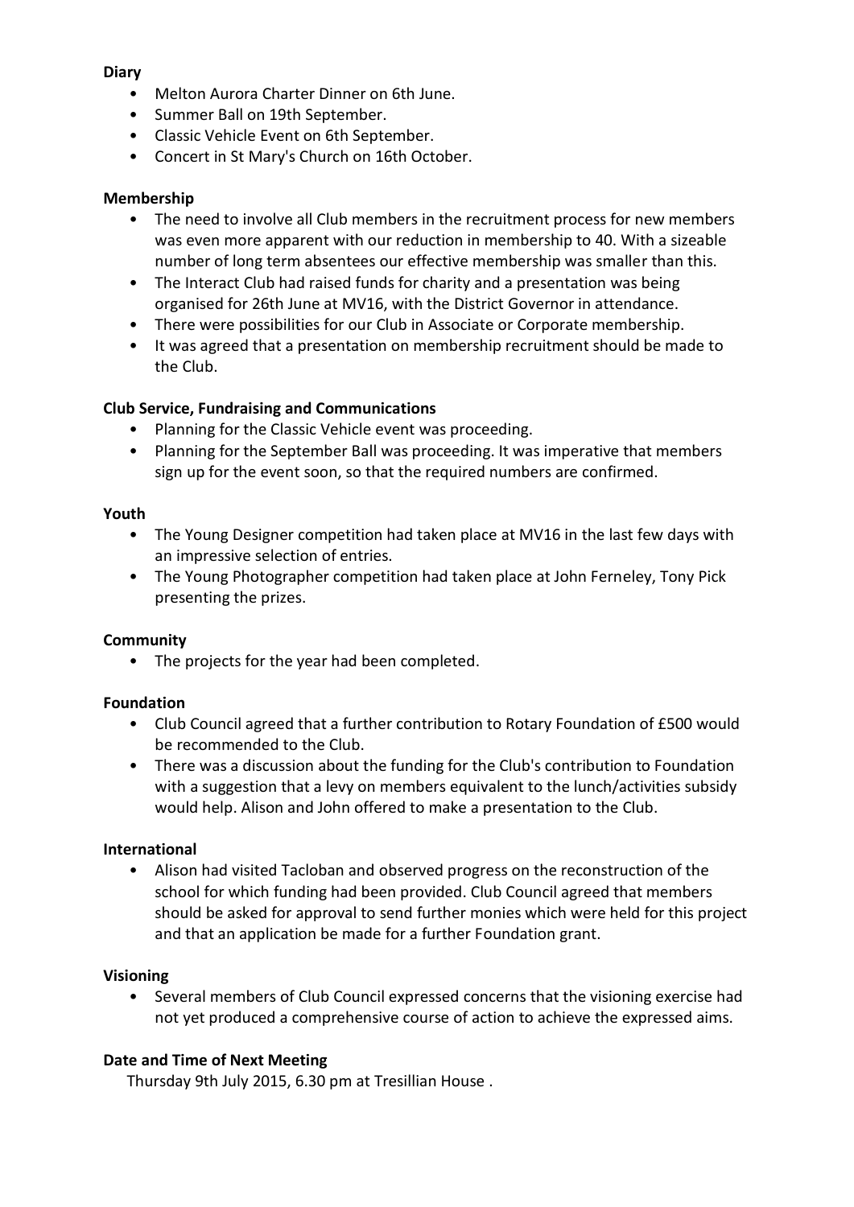**Diary**

- Melton Aurora Charter Dinner on 6th June.
- Summer Ball on 19th September.
- Classic Vehicle Event on 6th September.
- Concert in St Mary's Church on 16th October.

**Membership**

- The need to involve all Club members in the recruitment process for new members was even more apparent with our reduction in membership to 40. With a sizeable number of long term absentees our effective membership was smaller than this.
- The Interact Club had raised funds for charity and a presentation was being organised for 26th June at MV16, with the District Governor in attendance.
- There were possibilities for our Club in Associate or Corporate membership.
- It was agreed that a presentation on membership recruitment should be made to the Club.

**Club Service, Fundraising and Communications**

- Planning for the Classic Vehicle event was proceeding.
- Planning for the September Ball was proceeding. It was imperative that members sign up for the event soon, so that the required numbers are confirmed.

**Youth**

- The Young Designer competition had taken place at MV16 in the last few days with an impressive selection of entries.
- The Young Photographer competition had taken place at John Ferneley, Tony Pick presenting the prizes.

**Community**

- The projects for the year had been completed.

**Foundation**

- Club Council agreed that a further contribution to Rotary Foundation of £500 would be recommended to the Club.
- There was a discussion about the funding for the Club's contribution to Foundation with a suggestion that a levy on members equivalent to the lunch/activities subsidy would help. Alison and John offered to make a presentation to the Club.

**International**

- Alison had visited Tacloban and observed progress on the reconstruction of the school for which funding had been provided. Club Council agreed that members should be asked for approval to send further monies which were held for this project and that an application be made for a further Foundation grant.

**Visioning**

- Several members of Club Council expressed concerns that the visioning exercise had not yet produced a comprehensive course of action to achieve the expressed aims.

**Date and Time of Next Meeting**

Thursday 9th July 2015, 6.30 pm at Tresillian House .